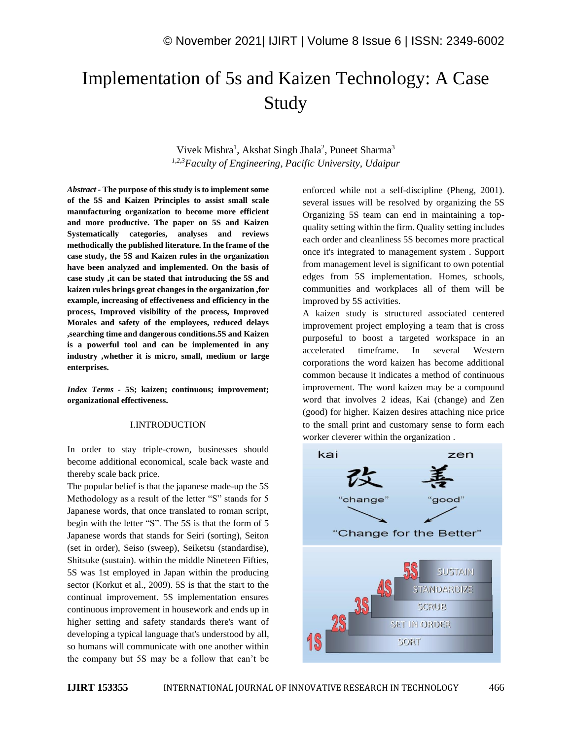―
# Implementation of 5s and Kaizen Technology: A Case Study

Vivek Mishra[1], Akshat Singh Jhala[2], Puneet Sharma[3]

[1,2,3]*Faculty of Engineering, Pacific University, Udaipur*

***Abstract* - The purpose of this study is to implement some of the 5S and Kaizen Principles to assist small scale manufacturing organization to become more efficient and more productive. The paper on 5S and Kaizen Systematically categories, analyses and reviews methodically the published literature. In the frame of the case study, the 5S and Kaizen rules in the organization have been analyzed and implemented. On the basis of case study ,it can be stated that introducing the 5S and kaizen rules brings great changes in the organization ,for example, increasing of effectiveness and efficiency in the process, Improved visibility of the process, Improved Morales and safety of the employees, reduced delays ,searching time and dangerous conditions.5S and Kaizen is a powerful tool and can be implemented in any industry ,whether it is micro, small, medium or large enterprises.**

***Index Terms* - 5S; kaizen; continuous; improvement; organizational effectiveness.**

## I.INTRODUCTION

In order to stay triple-crown, businesses should become additional economical, scale back waste and thereby scale back price.

The popular belief is that the japanese made-up the 5S Methodology as a result of the letter "S" stands for 5 Japanese words, that once translated to roman script, begin with the letter "S". The 5S is that the form of 5 Japanese words that stands for Seiri (sorting), Seiton (set in order), Seiso (sweep), Seiketsu (standardise), Shitsuke (sustain). within the middle Nineteen Fifties, 5S was 1st employed in Japan within the producing sector (Korkut et al., 2009). 5S is that the start to the continual improvement. 5S implementation ensures continuous improvement in housework and ends up in higher setting and safety standards there's want of developing a typical language that's understood by all, so humans will communicate with one another within the company but 5S may be a follow that can't be enforced while not a self-discipline (Pheng, 2001). several issues will be resolved by organizing the 5S Organizing 5S team can end in maintaining a top-quality setting within the firm. Quality setting includes each order and cleanliness 5S becomes more practical once it's integrated to management system . Support from management level is significant to own potential edges from 5S implementation. Homes, schools, communities and workplaces all of them will be improved by 5S activities.

A kaizen study is structured associated centered improvement project employing a team that is cross purposeful to boost a targeted workspace in an accelerated timeframe. In several Western corporations the word kaizen has become additional common because it indicates a method of continuous improvement. The word kaizen may be a compound word that involves 2 ideas, Kai (change) and Zen (good) for higher. Kaizen desires attaching nice price to the small print and customary sense to form each worker cleverer within the organization .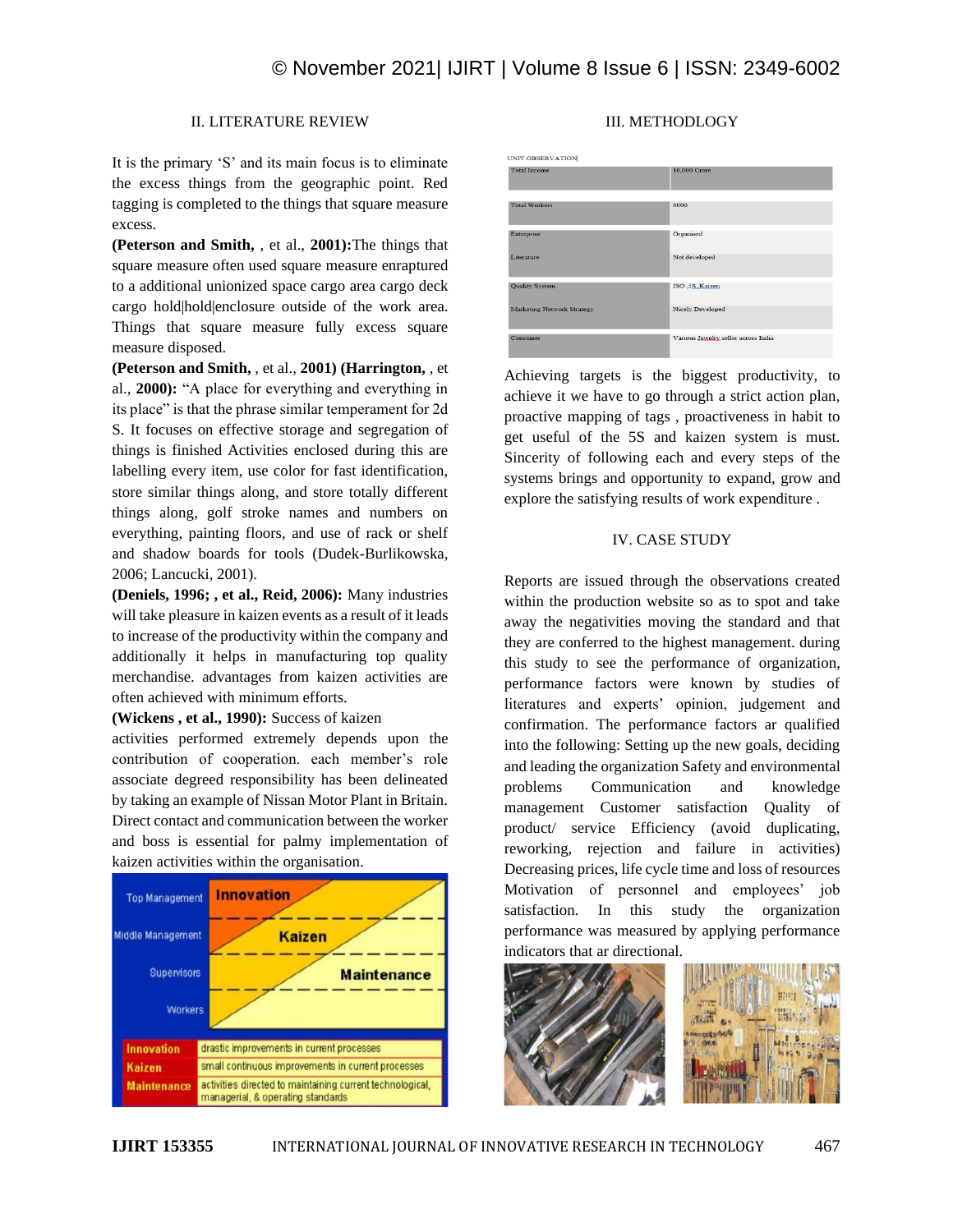## II. LITERATURE REVIEW

It is the primary 'S' and its main focus is to eliminate the excess things from the geographic point. Red tagging is completed to the things that square measure excess.

**(Peterson and Smith,** , et al., **2001):**The things that square measure often used square measure enraptured to a additional unionized space cargo area cargo deck cargo hold|hold|enclosure outside of the work area. Things that square measure fully excess square measure disposed.

**(Peterson and Smith,** , et al., **2001) (Harrington,** , et al., **2000):** "A place for everything and everything in its place" is that the phrase similar temperament for 2d S. It focuses on effective storage and segregation of things is finished Activities enclosed during this are labelling every item, use color for fast identification, store similar things along, and store totally different things along, golf stroke names and numbers on everything, painting floors, and use of rack or shelf and shadow boards for tools (Dudek-Burlikowska, 2006; Lancucki, 2001).

**(Deniels, 1996; , et al., Reid, 2006):** Many industries will take pleasure in kaizen events as a result of it leads to increase of the productivity within the company and additionally it helps in manufacturing top quality merchandise. advantages from kaizen activities are often achieved with minimum efforts.

**(Wickens , et al., 1990):** Success of kaizen activities performed extremely depends upon the contribution of cooperation. each member's role associate degreed responsibility has been delineated by taking an example of Nissan Motor Plant in Britain. Direct contact and communication between the worker and boss is essential for palmy implementation of kaizen activities within the organisation.

| Innovation | drastic improvements in current processes |
|---|---|
| Kaizen | small continuous improvements in current processes |
| Maintenance | activities directed to maintaining current technological, managerial, & operating standards |

## III. METHODLOGY

UNIT OBSERVATION

| Total Income | 10,000 Crore |
|---|---|
| Total Workers | 6000 |
| Enterprise | Organised |
| Literature | Not developed |
| Quality System | ISO ,5S, Kaizen |
| Marketing Network Strategy | Nicely Developed |
| Consumer | Various Jewelry seller across India |

Achieving targets is the biggest productivity, to achieve it we have to go through a strict action plan, proactive mapping of tags , proactiveness in habit to get useful of the 5S and kaizen system is must. Sincerity of following each and every steps of the systems brings and opportunity to expand, grow and explore the satisfying results of work expenditure .

## IV. CASE STUDY

Reports are issued through the observations created within the production website so as to spot and take away the negativities moving the standard and that they are conferred to the highest management. during this study to see the performance of organization, performance factors were known by studies of literatures and experts' opinion, judgement and confirmation. The performance factors ar qualified into the following: Setting up the new goals, deciding and leading the organization Safety and environmental problems Communication and knowledge management Customer satisfaction Quality of product/ service Efficiency (avoid duplicating, reworking, rejection and failure in activities) Decreasing prices, life cycle time and loss of resources Motivation of personnel and employees' job satisfaction. In this study the organization performance was measured by applying performance indicators that ar directional.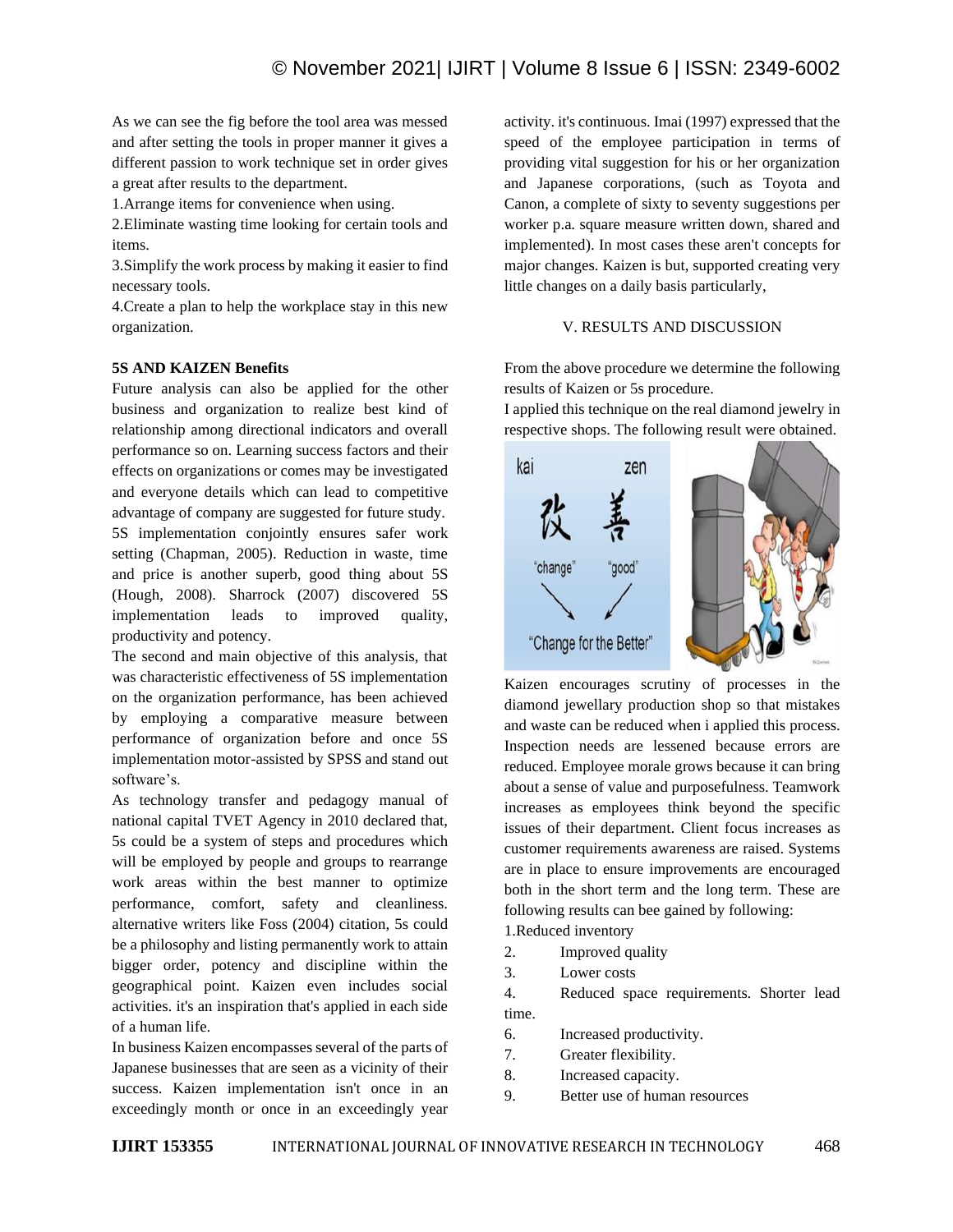As we can see the fig before the tool area was messed and after setting the tools in proper manner it gives a different passion to work technique set in order gives a great after results to the department.

1.Arrange items for convenience when using.

2.Eliminate wasting time looking for certain tools and items.

3.Simplify the work process by making it easier to find necessary tools.

4.Create a plan to help the workplace stay in this new organization.

**5S AND KAIZEN Benefits**

Future analysis can also be applied for the other business and organization to realize best kind of relationship among directional indicators and overall performance so on. Learning success factors and their effects on organizations or comes may be investigated and everyone details which can lead to competitive advantage of company are suggested for future study.

5S implementation conjointly ensures safer work setting (Chapman, 2005). Reduction in waste, time and price is another superb, good thing about 5S (Hough, 2008). Sharrock (2007) discovered 5S implementation leads to improved quality, productivity and potency.

The second and main objective of this analysis, that was characteristic effectiveness of 5S implementation on the organization performance, has been achieved by employing a comparative measure between performance of organization before and once 5S implementation motor-assisted by SPSS and stand out software's.

As technology transfer and pedagogy manual of national capital TVET Agency in 2010 declared that, 5s could be a system of steps and procedures which will be employed by people and groups to rearrange work areas within the best manner to optimize performance, comfort, safety and cleanliness. alternative writers like Foss (2004) citation, 5s could be a philosophy and listing permanently work to attain bigger order, potency and discipline within the geographical point. Kaizen even includes social activities. it's an inspiration that's applied in each side of a human life.

In business Kaizen encompasses several of the parts of Japanese businesses that are seen as a vicinity of their success. Kaizen implementation isn't once in an exceedingly month or once in an exceedingly year activity. it's continuous. Imai (1997) expressed that the speed of the employee participation in terms of providing vital suggestion for his or her organization and Japanese corporations, (such as Toyota and Canon, a complete of sixty to seventy suggestions per worker p.a. square measure written down, shared and implemented). In most cases these aren't concepts for major changes. Kaizen is but, supported creating very little changes on a daily basis particularly,

## V. RESULTS AND DISCUSSION

From the above procedure we determine the following results of Kaizen or 5s procedure.

I applied this technique on the real diamond jewelry in respective shops. The following result were obtained.

Kaizen encourages scrutiny of processes in the diamond jewellary production shop so that mistakes and waste can be reduced when i applied this process. Inspection needs are lessened because errors are reduced. Employee morale grows because it can bring about a sense of value and purposefulness. Teamwork increases as employees think beyond the specific issues of their department. Client focus increases as customer requirements awareness are raised. Systems are in place to ensure improvements are encouraged both in the short term and the long term. These are following results can bee gained by following:

1.Reduced inventory

2. Improved quality

3. Lower costs

4. Reduced space requirements. Shorter lead time.

6. Increased productivity.

7. Greater flexibility.

8. Increased capacity.

9. Better use of human resources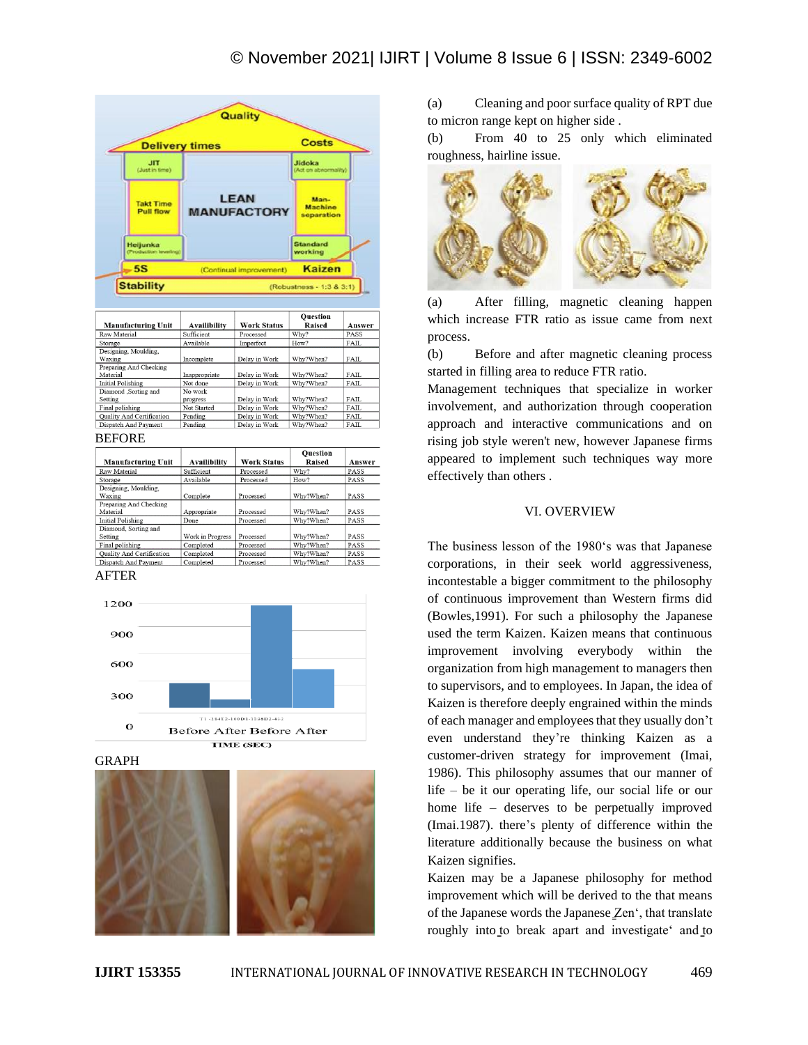| Manufacturing Unit | Availibility | Work Status | Question Raised | Answer |
|---|---|---|---|---|
| Raw Material | Sufficient | Processed | Why? | PASS |
| Storage | Available | Imperfect | How? | FAIL |
| Designing, Moulding, Waxing | Incomplete | Delay in Work | Why?When? | FAIL |
| Preparing And Checking Material | Inappropriate | Delay in Work | Why?When? | FAIL |
| Initial Polishing | Not done | Delay in Work | Why?When? | FAIL |
| Diamond ,Sorting and Setting | No work progress | Delay in Work | Why?When? | FAIL |
| Final polishing | Not Started | Delay in Work | Why?When? | FAIL |
| Quality And Certification | Pending | Delay in Work | Why?When? | FAIL |
| Dispatch And Payment | Pending | Delay in Work | Why?When? | FAIL |

BEFORE

| Manufacturing Unit | Availibility | Work Status | Question Raised | Answer |
|---|---|---|---|---|
| Raw Material | Sufficient | Processed | Why? | PASS |
| Storage | Available | Processed | How? | PASS |
| Designing, Moulding, Waxing | Complete | Processed | Why?When? | PASS |
| Preparing And Checking Material | Appropriate | Processed | Why?When? | PASS |
| Initial Polishing | Done | Processed | Why?When? | PASS |
| Diamond, Sorting and Setting | Work in Progress | Processed | Why?When? | PASS |
| Final polishing | Completed | Processed | Why?When? | PASS |
| Quality And Certification | Completed | Processed | Why?When? | PASS |
| Dispatch And Payment | Completed | Processed | Why?When? | PASS |

AFTER

GRAPH

(a) Cleaning and poor surface quality of RPT due to micron range kept on higher side .

(b) From 40 to 25 only which eliminated roughness, hairline issue.

(a) After filling, magnetic cleaning happen which increase FTR ratio as issue came from next process.

(b) Before and after magnetic cleaning process started in filling area to reduce FTR ratio.

Management techniques that specialize in worker involvement, and authorization through cooperation approach and interactive communications and on rising job style weren't new, however Japanese firms appeared to implement such techniques way more effectively than others .

## VI. OVERVIEW

The business lesson of the 1980‘s was that Japanese corporations, in their seek world aggressiveness, incontestable a bigger commitment to the philosophy of continuous improvement than Western firms did (Bowles,1991). For such a philosophy the Japanese used the term Kaizen. Kaizen means that continuous improvement involving everybody within the organization from high management to managers then to supervisors, and to employees. In Japan, the idea of Kaizen is therefore deeply engrained within the minds of each manager and employees that they usually don't even understand they're thinking Kaizen as a customer-driven strategy for improvement (Imai, 1986). This philosophy assumes that our manner of life – be it our operating life, our social life or our home life – deserves to be perpetually improved (Imai.1987). there's plenty of difference within the literature additionally because the business on what Kaizen signifies.

Kaizen may be a Japanese philosophy for method improvement which will be derived to the that means of the Japanese words the Japanese Zen‘, that translate roughly into to break apart and investigate‘ and to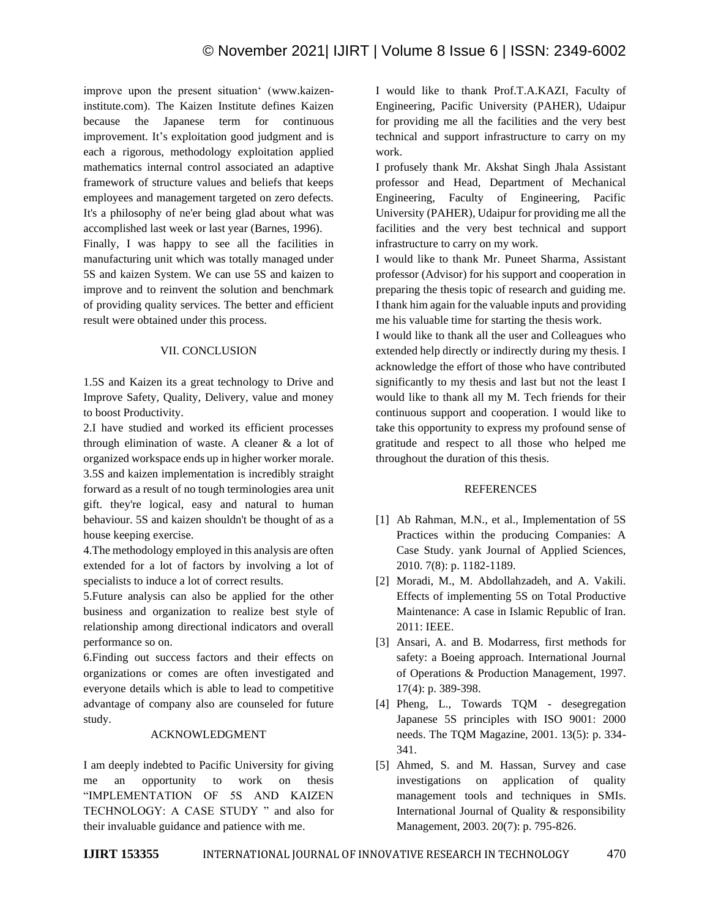improve upon the present situation' (www.kaizen-institute.com). The Kaizen Institute defines Kaizen because the Japanese term for continuous improvement. It's exploitation good judgment and is each a rigorous, methodology exploitation applied mathematics internal control associated an adaptive framework of structure values and beliefs that keeps employees and management targeted on zero defects. It's a philosophy of ne'er being glad about what was accomplished last week or last year (Barnes, 1996).

Finally, I was happy to see all the facilities in manufacturing unit which was totally managed under 5S and kaizen System. We can use 5S and kaizen to improve and to reinvent the solution and benchmark of providing quality services. The better and efficient result were obtained under this process.

## VII. CONCLUSION

1.5S and Kaizen its a great technology to Drive and Improve Safety, Quality, Delivery, value and money to boost Productivity.

2.I have studied and worked its efficient processes through elimination of waste. A cleaner & a lot of organized workspace ends up in higher worker morale.

3.5S and kaizen implementation is incredibly straight forward as a result of no tough terminologies area unit gift. they're logical, easy and natural to human behaviour. 5S and kaizen shouldn't be thought of as a house keeping exercise.

4.The methodology employed in this analysis are often extended for a lot of factors by involving a lot of specialists to induce a lot of correct results.

5.Future analysis can also be applied for the other business and organization to realize best style of relationship among directional indicators and overall performance so on.

6.Finding out success factors and their effects on organizations or comes are often investigated and everyone details which is able to lead to competitive advantage of company also are counseled for future study.

## ACKNOWLEDGMENT

I am deeply indebted to Pacific University for giving me an opportunity to work on thesis "IMPLEMENTATION OF 5S AND KAIZEN TECHNOLOGY: A CASE STUDY " and also for their invaluable guidance and patience with me.

I would like to thank Prof.T.A.KAZI, Faculty of Engineering, Pacific University (PAHER), Udaipur for providing me all the facilities and the very best technical and support infrastructure to carry on my work.

I profusely thank Mr. Akshat Singh Jhala Assistant professor and Head, Department of Mechanical Engineering, Faculty of Engineering, Pacific University (PAHER), Udaipur for providing me all the facilities and the very best technical and support infrastructure to carry on my work.

I would like to thank Mr. Puneet Sharma, Assistant professor (Advisor) for his support and cooperation in preparing the thesis topic of research and guiding me. I thank him again for the valuable inputs and providing me his valuable time for starting the thesis work.

I would like to thank all the user and Colleagues who extended help directly or indirectly during my thesis. I acknowledge the effort of those who have contributed significantly to my thesis and last but not the least I would like to thank all my M. Tech friends for their continuous support and cooperation. I would like to take this opportunity to express my profound sense of gratitude and respect to all those who helped me throughout the duration of this thesis.

## REFERENCES

[1] Ab Rahman, M.N., et al., Implementation of 5S Practices within the producing Companies: A Case Study. yank Journal of Applied Sciences, 2010. 7(8): p. 1182-1189.

[2] Moradi, M., M. Abdollahzadeh, and A. Vakili. Effects of implementing 5S on Total Productive Maintenance: A case in Islamic Republic of Iran. 2011: IEEE.

[3] Ansari, A. and B. Modarress, first methods for safety: a Boeing approach. International Journal of Operations & Production Management, 1997. 17(4): p. 389-398.

[4] Pheng, L., Towards TQM - desegregation Japanese 5S principles with ISO 9001: 2000 needs. The TQM Magazine, 2001. 13(5): p. 334-341.

[5] Ahmed, S. and M. Hassan, Survey and case investigations on application of quality management tools and techniques in SMIs. International Journal of Quality & responsibility Management, 2003. 20(7): p. 795-826.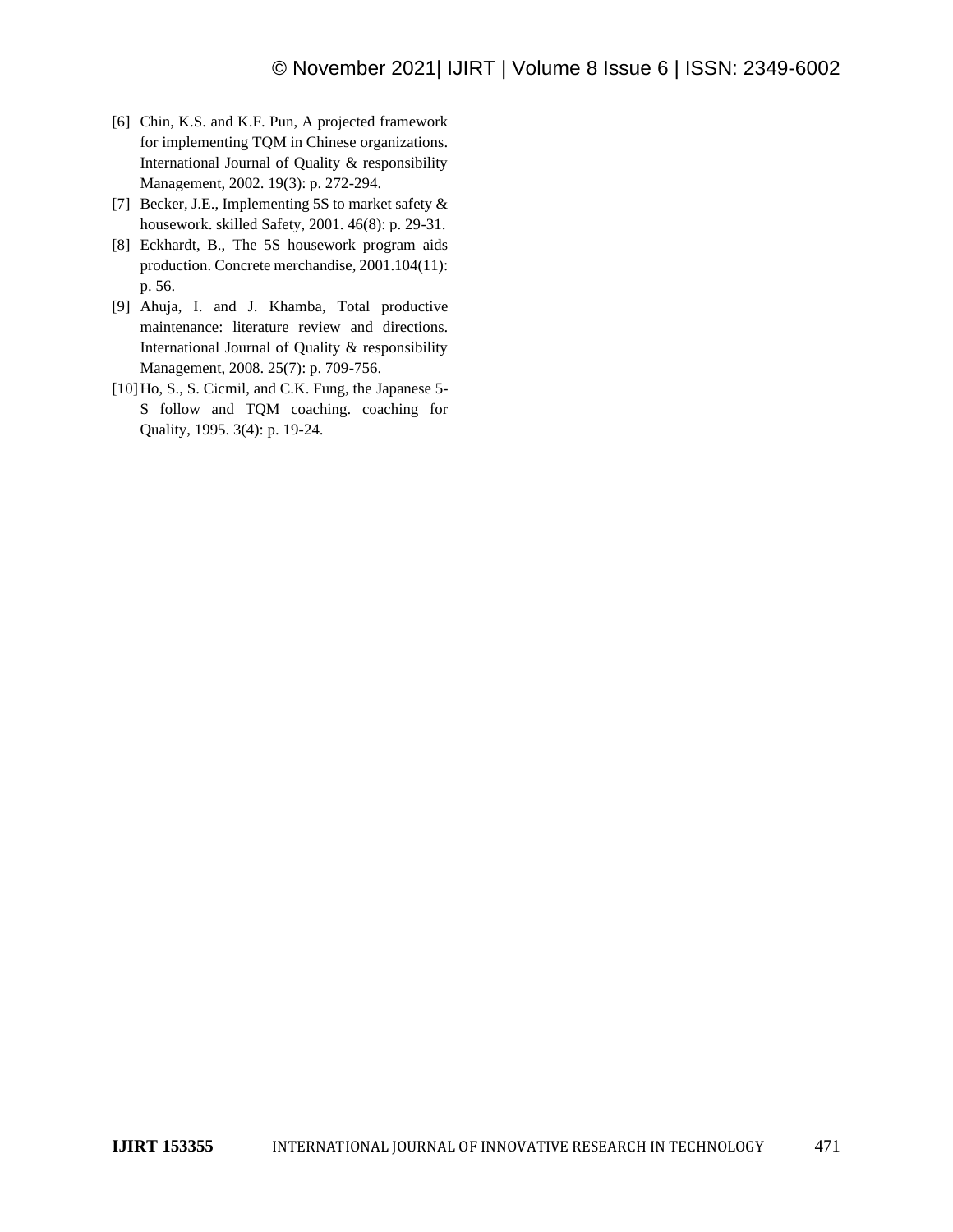[6] Chin, K.S. and K.F. Pun, A projected framework for implementing TQM in Chinese organizations. International Journal of Quality & responsibility Management, 2002. 19(3): p. 272-294.

[7] Becker, J.E., Implementing 5S to market safety & housework. skilled Safety, 2001. 46(8): p. 29-31.

[8] Eckhardt, B., The 5S housework program aids production. Concrete merchandise, 2001.104(11): p. 56.

[9] Ahuja, I. and J. Khamba, Total productive maintenance: literature review and directions. International Journal of Quality & responsibility Management, 2008. 25(7): p. 709-756.

[10] Ho, S., S. Cicmil, and C.K. Fung, the Japanese 5-S follow and TQM coaching. coaching for Quality, 1995. 3(4): p. 19-24.